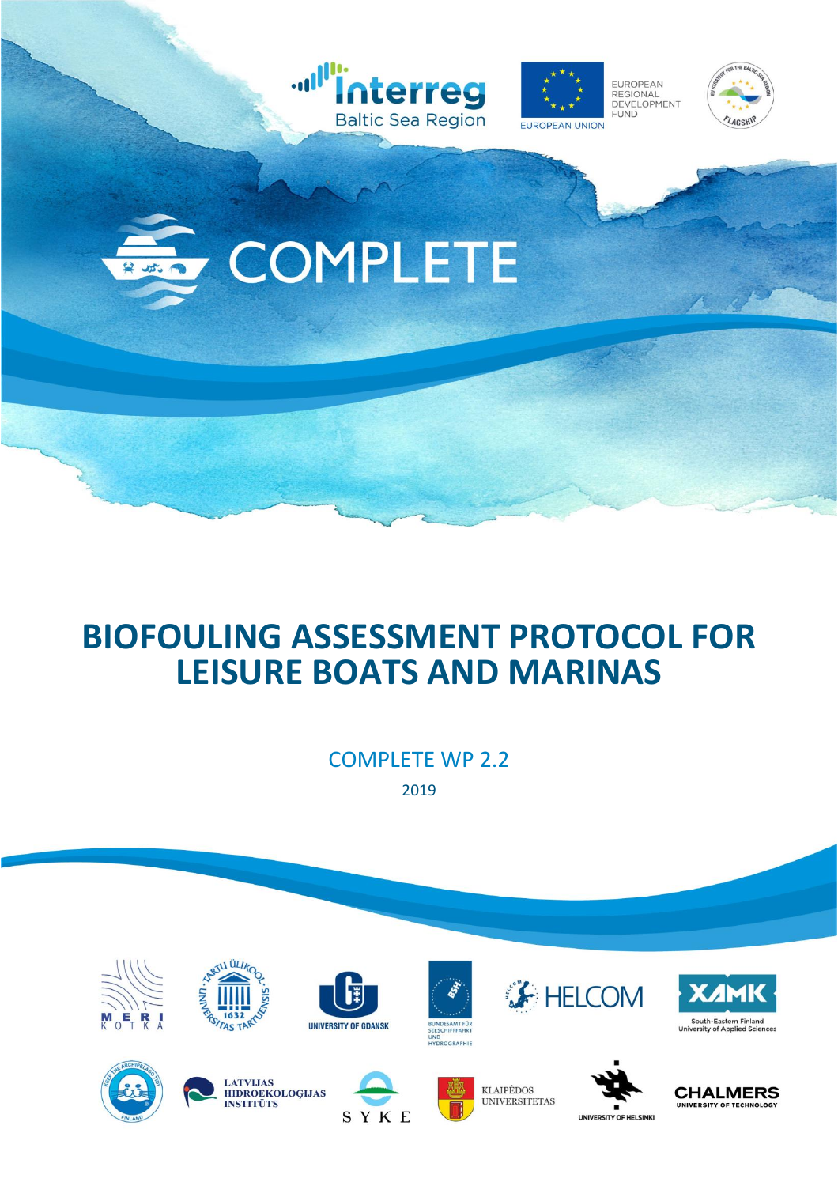Interreg
Baltic Sea Region

EUROPEAN UNION

EUROPEAN REGIONAL DEVELOPMENT FUND

# COMPLETE

# BIOFOULING ASSESSMENT PROTOCOL FOR LEISURE BOATS AND MARINAS

COMPLETE WP 2.2

2019

MERI KOTKA

UNIVERSITY OF GDANSK

BUNDESAMT FÜR SEESCHIFFFAHRT UND HYDROGRAPHIE

HELCOM

XAMK South-Eastern Finland University of Applied Sciences

LATVIJAS HIDROEKOLOĢIJAS INSTITŪTS

SYKE

KLAIPĖDOS UNIVERSITETAS

UNIVERSITY OF HELSINKI

CHALMERS UNIVERSITY OF TECHNOLOGY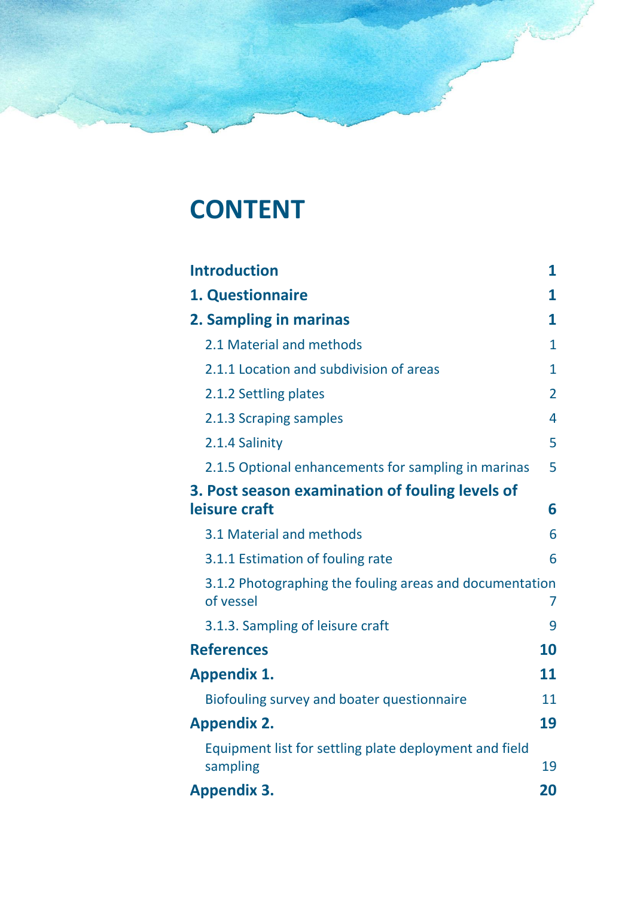# CONTENT

| | |
|---|---|
| **Introduction** | **1** |
| **1. Questionnaire** | **1** |
| **2. Sampling in marinas** | **1** |
| 2.1 Material and methods | 1 |
| 2.1.1 Location and subdivision of areas | 1 |
| 2.1.2 Settling plates | 2 |
| 2.1.3 Scraping samples | 4 |
| 2.1.4 Salinity | 5 |
| 2.1.5 Optional enhancements for sampling in marinas | 5 |
| **3. Post season examination of fouling levels of leisure craft** | **6** |
| 3.1 Material and methods | 6 |
| 3.1.1 Estimation of fouling rate | 6 |
| 3.1.2 Photographing the fouling areas and documentation of vessel | 7 |
| 3.1.3. Sampling of leisure craft | 9 |
| **References** | **10** |
| **Appendix 1.** | **11** |
| Biofouling survey and boater questionnaire | 11 |
| **Appendix 2.** | **19** |
| Equipment list for settling plate deployment and field sampling | 19 |
| **Appendix 3.** | **20** |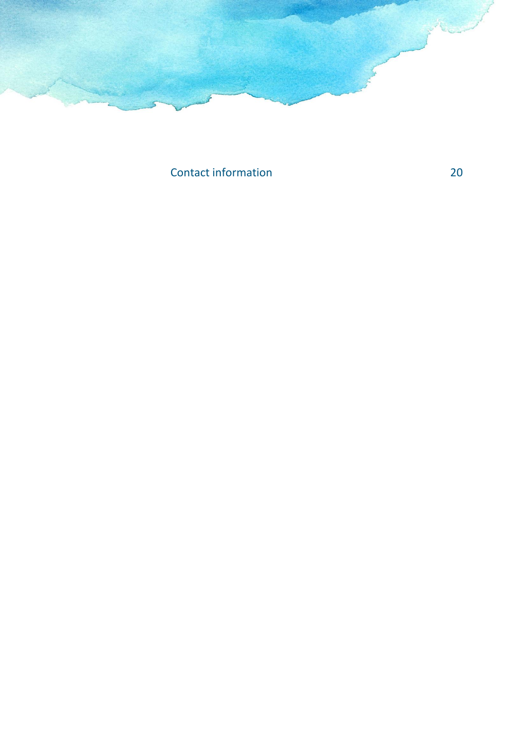Contact information 20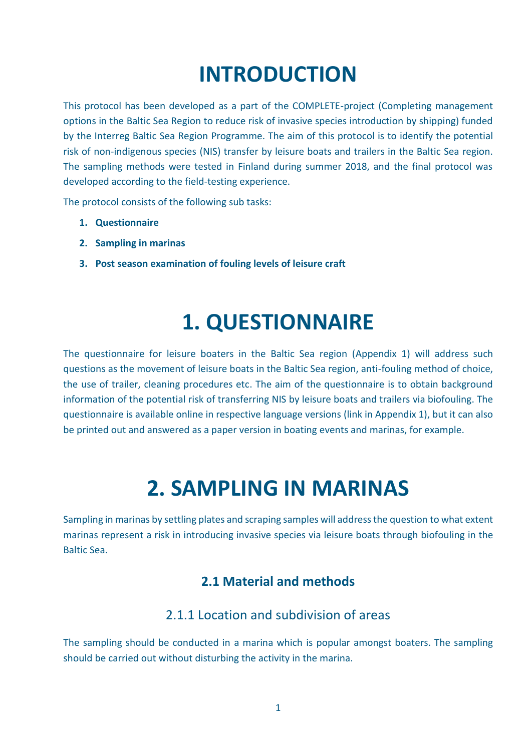# INTRODUCTION

This protocol has been developed as a part of the COMPLETE-project (Completing management options in the Baltic Sea Region to reduce risk of invasive species introduction by shipping) funded by the Interreg Baltic Sea Region Programme. The aim of this protocol is to identify the potential risk of non-indigenous species (NIS) transfer by leisure boats and trailers in the Baltic Sea region. The sampling methods were tested in Finland during summer 2018, and the final protocol was developed according to the field-testing experience.

The protocol consists of the following sub tasks:

1. **Questionnaire**
2. **Sampling in marinas**
3. **Post season examination of fouling levels of leisure craft**

# 1. QUESTIONNAIRE

The questionnaire for leisure boaters in the Baltic Sea region (Appendix 1) will address such questions as the movement of leisure boats in the Baltic Sea region, anti-fouling method of choice, the use of trailer, cleaning procedures etc. The aim of the questionnaire is to obtain background information of the potential risk of transferring NIS by leisure boats and trailers via biofouling. The questionnaire is available online in respective language versions (link in Appendix 1), but it can also be printed out and answered as a paper version in boating events and marinas, for example.

# 2. SAMPLING IN MARINAS

Sampling in marinas by settling plates and scraping samples will address the question to what extent marinas represent a risk in introducing invasive species via leisure boats through biofouling in the Baltic Sea.

## 2.1 Material and methods

### 2.1.1 Location and subdivision of areas

The sampling should be conducted in a marina which is popular amongst boaters. The sampling should be carried out without disturbing the activity in the marina.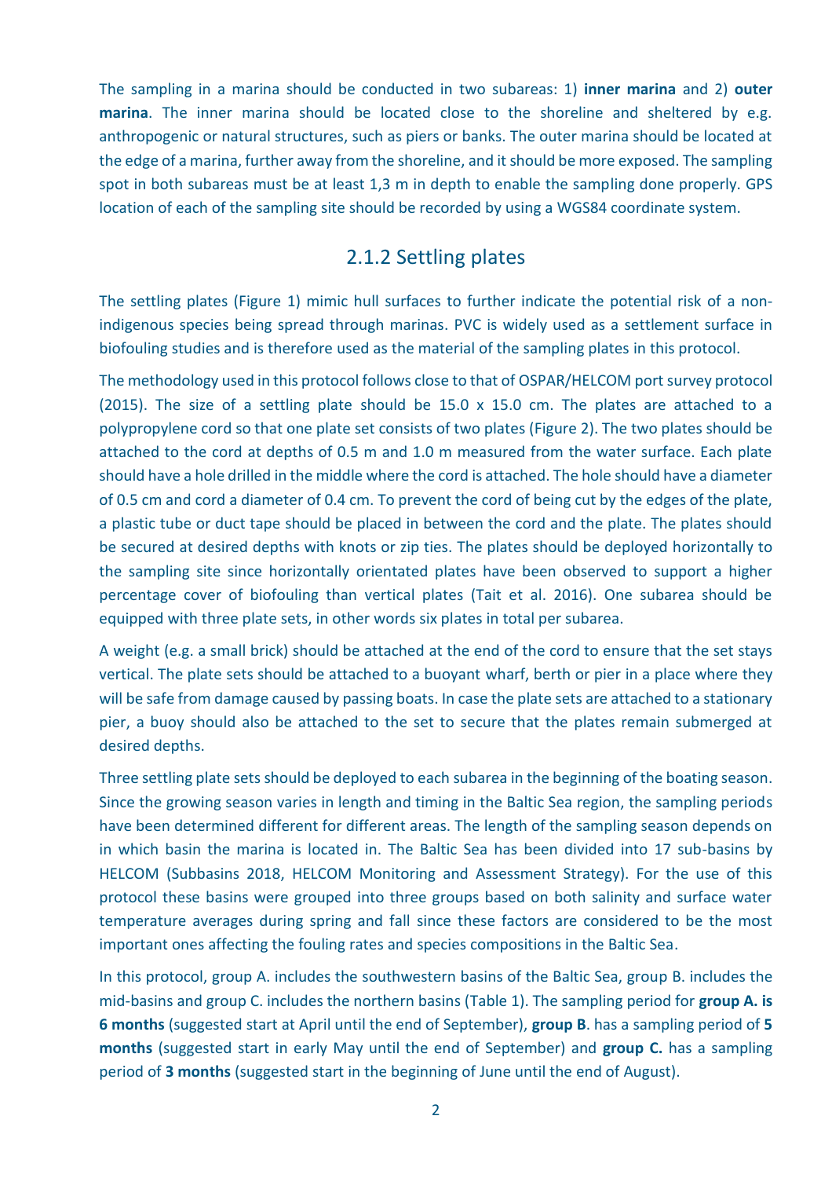The sampling in a marina should be conducted in two subareas: 1) **inner marina** and 2) **outer marina**. The inner marina should be located close to the shoreline and sheltered by e.g. anthropogenic or natural structures, such as piers or banks. The outer marina should be located at the edge of a marina, further away from the shoreline, and it should be more exposed. The sampling spot in both subareas must be at least 1,3 m in depth to enable the sampling done properly. GPS location of each of the sampling site should be recorded by using a WGS84 coordinate system.

## 2.1.2 Settling plates

The settling plates (Figure 1) mimic hull surfaces to further indicate the potential risk of a non-indigenous species being spread through marinas. PVC is widely used as a settlement surface in biofouling studies and is therefore used as the material of the sampling plates in this protocol.

The methodology used in this protocol follows close to that of OSPAR/HELCOM port survey protocol (2015). The size of a settling plate should be 15.0 x 15.0 cm. The plates are attached to a polypropylene cord so that one plate set consists of two plates (Figure 2). The two plates should be attached to the cord at depths of 0.5 m and 1.0 m measured from the water surface. Each plate should have a hole drilled in the middle where the cord is attached. The hole should have a diameter of 0.5 cm and cord a diameter of 0.4 cm. To prevent the cord of being cut by the edges of the plate, a plastic tube or duct tape should be placed in between the cord and the plate. The plates should be secured at desired depths with knots or zip ties. The plates should be deployed horizontally to the sampling site since horizontally orientated plates have been observed to support a higher percentage cover of biofouling than vertical plates (Tait et al. 2016). One subarea should be equipped with three plate sets, in other words six plates in total per subarea.

A weight (e.g. a small brick) should be attached at the end of the cord to ensure that the set stays vertical. The plate sets should be attached to a buoyant wharf, berth or pier in a place where they will be safe from damage caused by passing boats. In case the plate sets are attached to a stationary pier, a buoy should also be attached to the set to secure that the plates remain submerged at desired depths.

Three settling plate sets should be deployed to each subarea in the beginning of the boating season. Since the growing season varies in length and timing in the Baltic Sea region, the sampling periods have been determined different for different areas. The length of the sampling season depends on in which basin the marina is located in. The Baltic Sea has been divided into 17 sub-basins by HELCOM (Subbasins 2018, HELCOM Monitoring and Assessment Strategy). For the use of this protocol these basins were grouped into three groups based on both salinity and surface water temperature averages during spring and fall since these factors are considered to be the most important ones affecting the fouling rates and species compositions in the Baltic Sea.

In this protocol, group A. includes the southwestern basins of the Baltic Sea, group B. includes the mid-basins and group C. includes the northern basins (Table 1). The sampling period for **group A. is 6 months** (suggested start at April until the end of September), **group B**. has a sampling period of **5 months** (suggested start in early May until the end of September) and **group C.** has a sampling period of **3 months** (suggested start in the beginning of June until the end of August).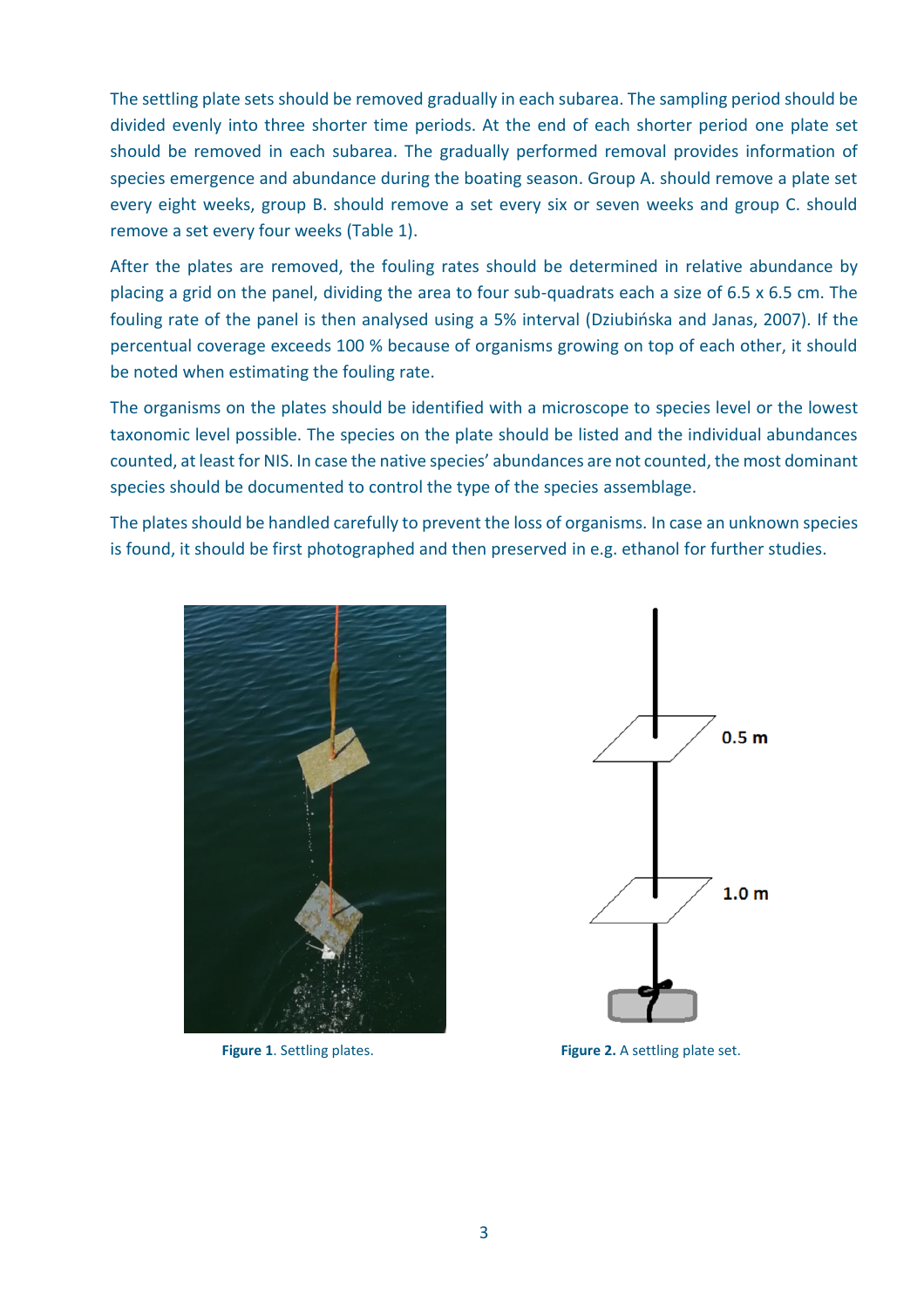The settling plate sets should be removed gradually in each subarea. The sampling period should be divided evenly into three shorter time periods. At the end of each shorter period one plate set should be removed in each subarea. The gradually performed removal provides information of species emergence and abundance during the boating season. Group A. should remove a plate set every eight weeks, group B. should remove a set every six or seven weeks and group C. should remove a set every four weeks (Table 1).

After the plates are removed, the fouling rates should be determined in relative abundance by placing a grid on the panel, dividing the area to four sub-quadrats each a size of 6.5 x 6.5 cm. The fouling rate of the panel is then analysed using a 5% interval (Dziubińska and Janas, 2007). If the percentual coverage exceeds 100 % because of organisms growing on top of each other, it should be noted when estimating the fouling rate.

The organisms on the plates should be identified with a microscope to species level or the lowest taxonomic level possible. The species on the plate should be listed and the individual abundances counted, at least for NIS. In case the native species' abundances are not counted, the most dominant species should be documented to control the type of the species assemblage.

The plates should be handled carefully to prevent the loss of organisms. In case an unknown species is found, it should be first photographed and then preserved in e.g. ethanol for further studies.

**Figure 1**. Settling plates.

0.5 m

1.0 m

**Figure 2.** A settling plate set.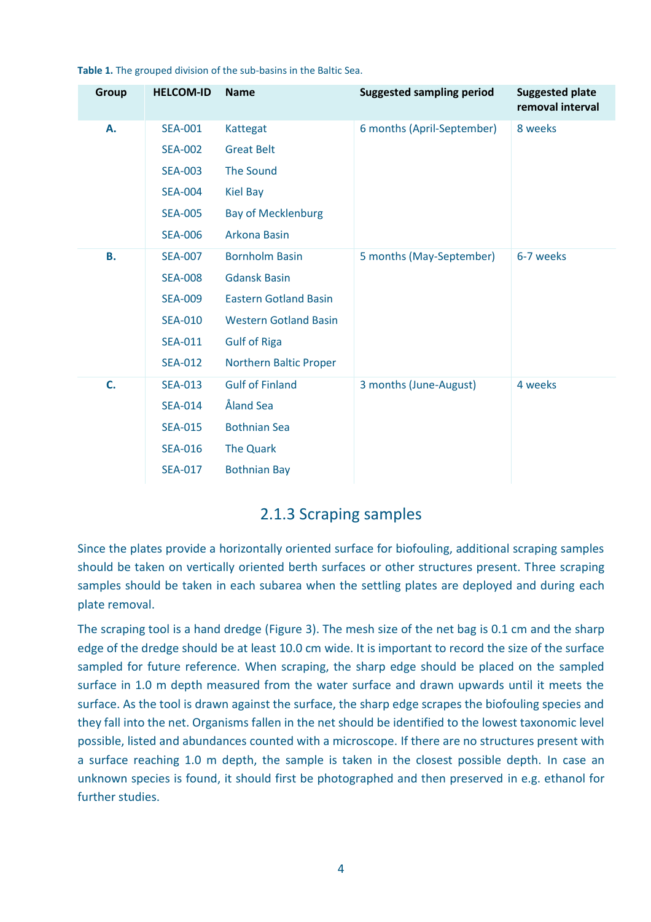**Table 1.** The grouped division of the sub-basins in the Baltic Sea.

| Group | HELCOM-ID | Name | Suggested sampling period | Suggested plate removal interval |
|---|---|---|---|---|
| **A.** | SEA-001 | Kattegat | 6 months (April-September) | 8 weeks |
| | SEA-002 | Great Belt | | |
| | SEA-003 | The Sound | | |
| | SEA-004 | Kiel Bay | | |
| | SEA-005 | Bay of Mecklenburg | | |
| | SEA-006 | Arkona Basin | | |
| **B.** | SEA-007 | Bornholm Basin | 5 months (May-September) | 6-7 weeks |
| | SEA-008 | Gdansk Basin | | |
| | SEA-009 | Eastern Gotland Basin | | |
| | SEA-010 | Western Gotland Basin | | |
| | SEA-011 | Gulf of Riga | | |
| | SEA-012 | Northern Baltic Proper | | |
| **C.** | SEA-013 | Gulf of Finland | 3 months (June-August) | 4 weeks |
| | SEA-014 | Åland Sea | | |
| | SEA-015 | Bothnian Sea | | |
| | SEA-016 | The Quark | | |
| | SEA-017 | Bothnian Bay | | |

### 2.1.3 Scraping samples

Since the plates provide a horizontally oriented surface for biofouling, additional scraping samples should be taken on vertically oriented berth surfaces or other structures present. Three scraping samples should be taken in each subarea when the settling plates are deployed and during each plate removal.

The scraping tool is a hand dredge (Figure 3). The mesh size of the net bag is 0.1 cm and the sharp edge of the dredge should be at least 10.0 cm wide. It is important to record the size of the surface sampled for future reference. When scraping, the sharp edge should be placed on the sampled surface in 1.0 m depth measured from the water surface and drawn upwards until it meets the surface. As the tool is drawn against the surface, the sharp edge scrapes the biofouling species and they fall into the net. Organisms fallen in the net should be identified to the lowest taxonomic level possible, listed and abundances counted with a microscope. If there are no structures present with a surface reaching 1.0 m depth, the sample is taken in the closest possible depth. In case an unknown species is found, it should first be photographed and then preserved in e.g. ethanol for further studies.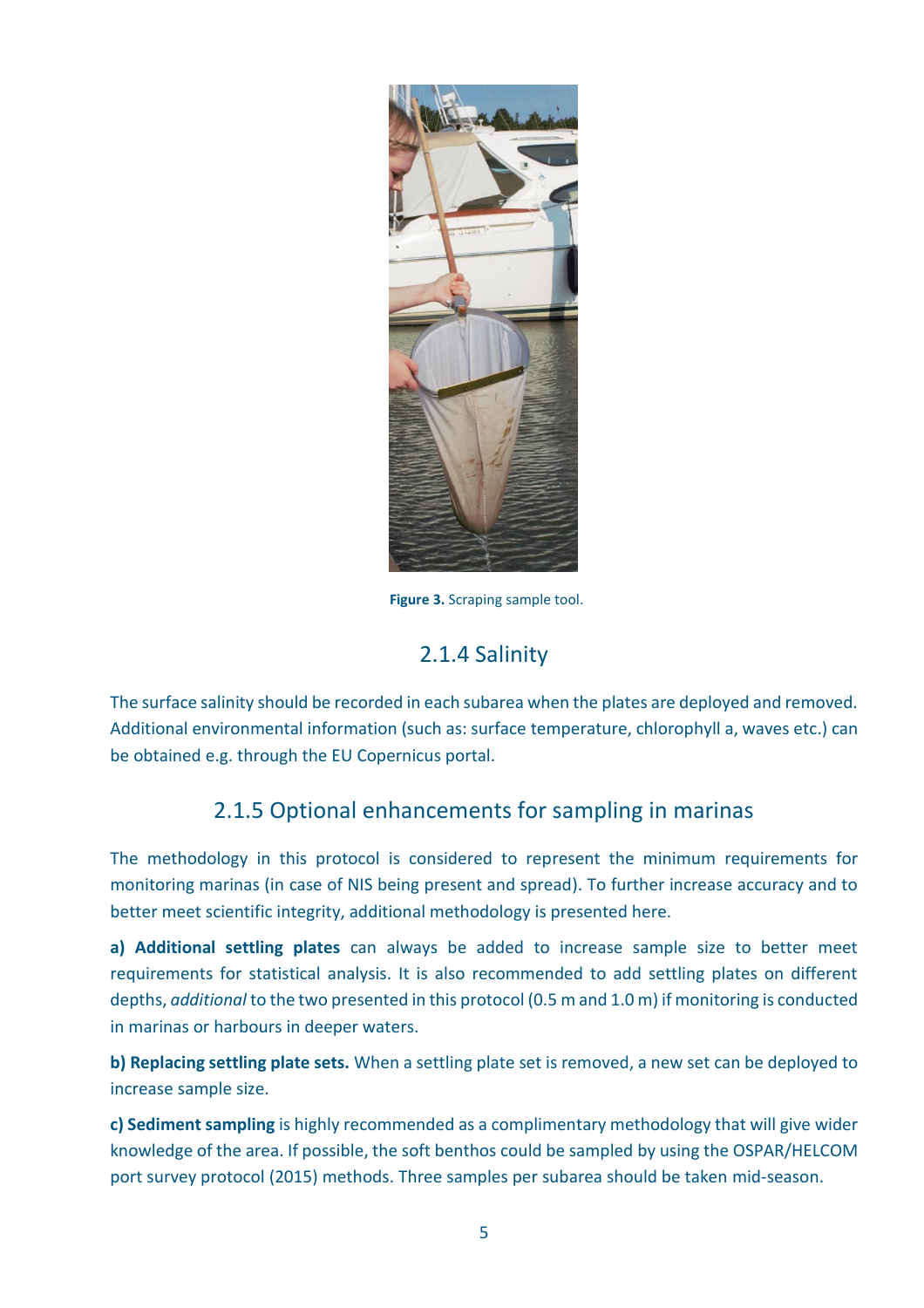Figure 3. Scraping sample tool.

### 2.1.4 Salinity

The surface salinity should be recorded in each subarea when the plates are deployed and removed. Additional environmental information (such as: surface temperature, chlorophyll a, waves etc.) can be obtained e.g. through the EU Copernicus portal.

### 2.1.5 Optional enhancements for sampling in marinas

The methodology in this protocol is considered to represent the minimum requirements for monitoring marinas (in case of NIS being present and spread). To further increase accuracy and to better meet scientific integrity, additional methodology is presented here.

**a) Additional settling plates** can always be added to increase sample size to better meet requirements for statistical analysis. It is also recommended to add settling plates on different depths, *additional* to the two presented in this protocol (0.5 m and 1.0 m) if monitoring is conducted in marinas or harbours in deeper waters.

**b) Replacing settling plate sets.** When a settling plate set is removed, a new set can be deployed to increase sample size.

**c) Sediment sampling** is highly recommended as a complimentary methodology that will give wider knowledge of the area. If possible, the soft benthos could be sampled by using the OSPAR/HELCOM port survey protocol (2015) methods. Three samples per subarea should be taken mid-season.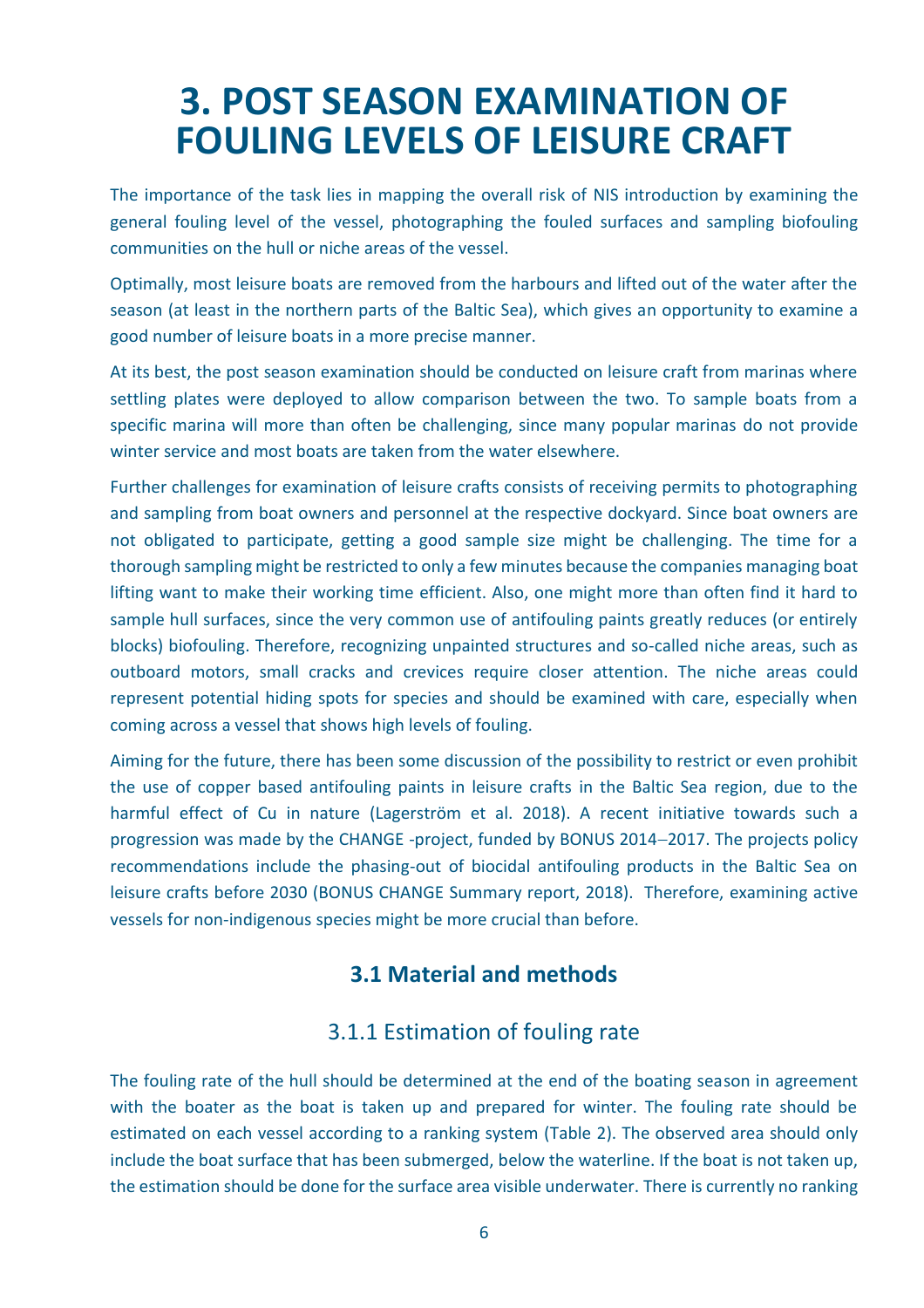# 3. POST SEASON EXAMINATION OF FOULING LEVELS OF LEISURE CRAFT

The importance of the task lies in mapping the overall risk of NIS introduction by examining the general fouling level of the vessel, photographing the fouled surfaces and sampling biofouling communities on the hull or niche areas of the vessel.

Optimally, most leisure boats are removed from the harbours and lifted out of the water after the season (at least in the northern parts of the Baltic Sea), which gives an opportunity to examine a good number of leisure boats in a more precise manner.

At its best, the post season examination should be conducted on leisure craft from marinas where settling plates were deployed to allow comparison between the two. To sample boats from a specific marina will more than often be challenging, since many popular marinas do not provide winter service and most boats are taken from the water elsewhere.

Further challenges for examination of leisure crafts consists of receiving permits to photographing and sampling from boat owners and personnel at the respective dockyard. Since boat owners are not obligated to participate, getting a good sample size might be challenging. The time for a thorough sampling might be restricted to only a few minutes because the companies managing boat lifting want to make their working time efficient. Also, one might more than often find it hard to sample hull surfaces, since the very common use of antifouling paints greatly reduces (or entirely blocks) biofouling. Therefore, recognizing unpainted structures and so-called niche areas, such as outboard motors, small cracks and crevices require closer attention. The niche areas could represent potential hiding spots for species and should be examined with care, especially when coming across a vessel that shows high levels of fouling.

Aiming for the future, there has been some discussion of the possibility to restrict or even prohibit the use of copper based antifouling paints in leisure crafts in the Baltic Sea region, due to the harmful effect of Cu in nature (Lagerström et al. 2018). A recent initiative towards such a progression was made by the CHANGE -project, funded by BONUS 2014–2017. The projects policy recommendations include the phasing-out of biocidal antifouling products in the Baltic Sea on leisure crafts before 2030 (BONUS CHANGE Summary report, 2018). Therefore, examining active vessels for non-indigenous species might be more crucial than before.

## 3.1 Material and methods

### 3.1.1 Estimation of fouling rate

The fouling rate of the hull should be determined at the end of the boating season in agreement with the boater as the boat is taken up and prepared for winter. The fouling rate should be estimated on each vessel according to a ranking system (Table 2). The observed area should only include the boat surface that has been submerged, below the waterline. If the boat is not taken up, the estimation should be done for the surface area visible underwater. There is currently no ranking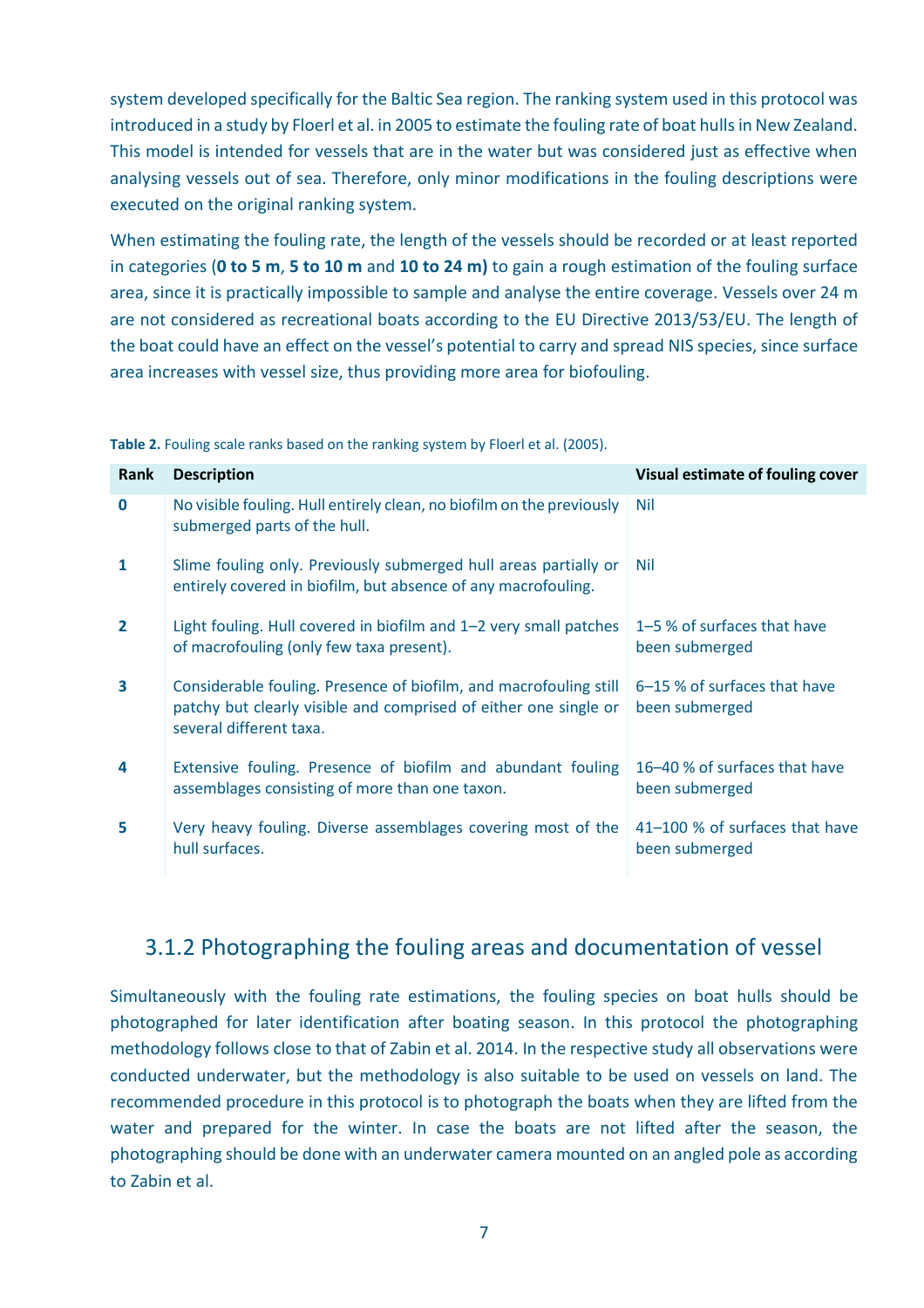system developed specifically for the Baltic Sea region. The ranking system used in this protocol was introduced in a study by Floerl et al. in 2005 to estimate the fouling rate of boat hulls in New Zealand. This model is intended for vessels that are in the water but was considered just as effective when analysing vessels out of sea. Therefore, only minor modifications in the fouling descriptions were executed on the original ranking system.

When estimating the fouling rate, the length of the vessels should be recorded or at least reported in categories (**0 to 5 m**, **5 to 10 m** and **10 to 24 m)** to gain a rough estimation of the fouling surface area, since it is practically impossible to sample and analyse the entire coverage. Vessels over 24 m are not considered as recreational boats according to the EU Directive 2013/53/EU. The length of the boat could have an effect on the vessel's potential to carry and spread NIS species, since surface area increases with vessel size, thus providing more area for biofouling.

**Table 2.** Fouling scale ranks based on the ranking system by Floerl et al. (2005).

| Rank | Description | Visual estimate of fouling cover |
|---|---|---|
| **0** | No visible fouling. Hull entirely clean, no biofilm on the previously submerged parts of the hull. | Nil |
| **1** | Slime fouling only. Previously submerged hull areas partially or entirely covered in biofilm, but absence of any macrofouling. | Nil |
| **2** | Light fouling. Hull covered in biofilm and 1–2 very small patches of macrofouling (only few taxa present). | 1–5 % of surfaces that have been submerged |
| **3** | Considerable fouling. Presence of biofilm, and macrofouling still patchy but clearly visible and comprised of either one single or several different taxa. | 6–15 % of surfaces that have been submerged |
| **4** | Extensive fouling. Presence of biofilm and abundant fouling assemblages consisting of more than one taxon. | 16–40 % of surfaces that have been submerged |
| **5** | Very heavy fouling. Diverse assemblages covering most of the hull surfaces. | 41–100 % of surfaces that have been submerged |

### 3.1.2 Photographing the fouling areas and documentation of vessel

Simultaneously with the fouling rate estimations, the fouling species on boat hulls should be photographed for later identification after boating season. In this protocol the photographing methodology follows close to that of Zabin et al. 2014. In the respective study all observations were conducted underwater, but the methodology is also suitable to be used on vessels on land. The recommended procedure in this protocol is to photograph the boats when they are lifted from the water and prepared for the winter. In case the boats are not lifted after the season, the photographing should be done with an underwater camera mounted on an angled pole as according to Zabin et al.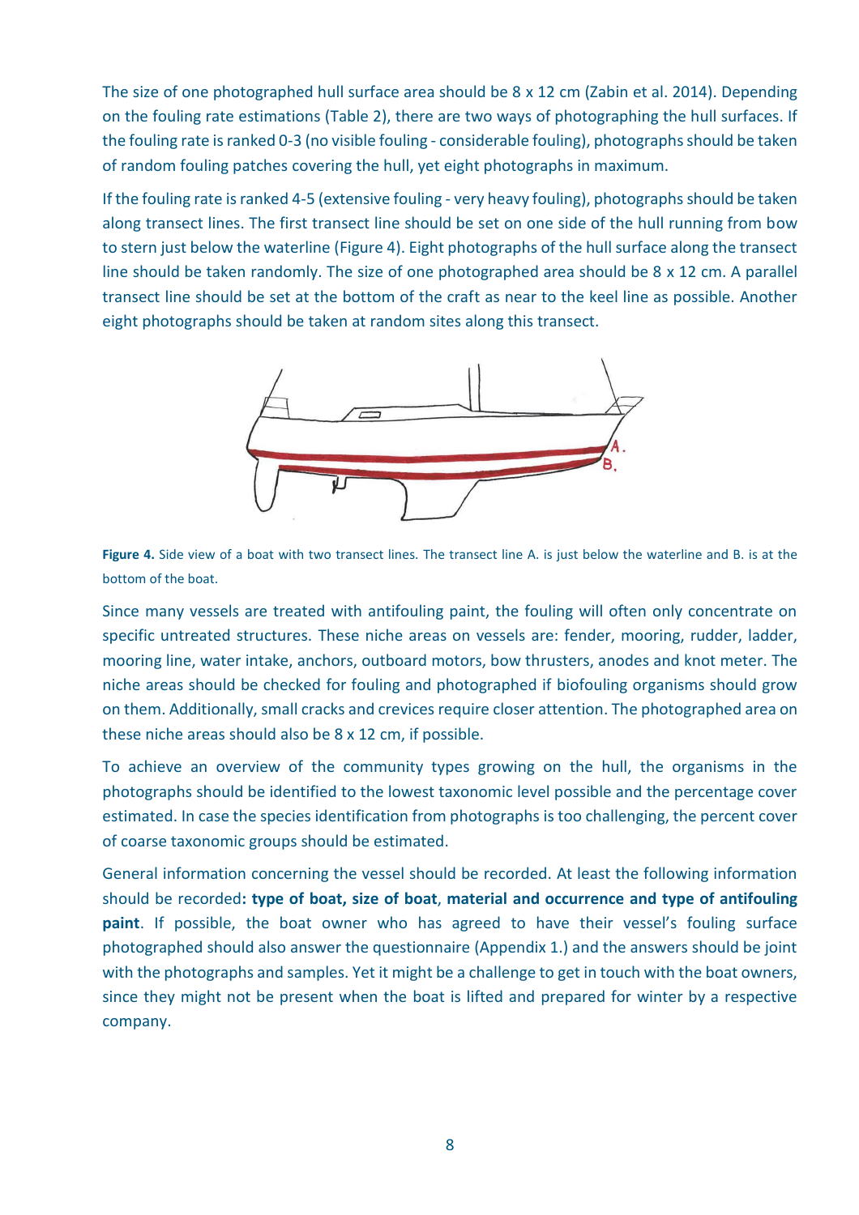The size of one photographed hull surface area should be 8 x 12 cm (Zabin et al. 2014). Depending on the fouling rate estimations (Table 2), there are two ways of photographing the hull surfaces. If the fouling rate is ranked 0-3 (no visible fouling - considerable fouling), photographs should be taken of random fouling patches covering the hull, yet eight photographs in maximum.

If the fouling rate is ranked 4-5 (extensive fouling - very heavy fouling), photographs should be taken along transect lines. The first transect line should be set on one side of the hull running from bow to stern just below the waterline (Figure 4). Eight photographs of the hull surface along the transect line should be taken randomly. The size of one photographed area should be 8 x 12 cm. A parallel transect line should be set at the bottom of the craft as near to the keel line as possible. Another eight photographs should be taken at random sites along this transect.

**Figure 4.** Side view of a boat with two transect lines. The transect line A. is just below the waterline and B. is at the bottom of the boat.

Since many vessels are treated with antifouling paint, the fouling will often only concentrate on specific untreated structures. These niche areas on vessels are: fender, mooring, rudder, ladder, mooring line, water intake, anchors, outboard motors, bow thrusters, anodes and knot meter. The niche areas should be checked for fouling and photographed if biofouling organisms should grow on them. Additionally, small cracks and crevices require closer attention. The photographed area on these niche areas should also be 8 x 12 cm, if possible.

To achieve an overview of the community types growing on the hull, the organisms in the photographs should be identified to the lowest taxonomic level possible and the percentage cover estimated. In case the species identification from photographs is too challenging, the percent cover of coarse taxonomic groups should be estimated.

General information concerning the vessel should be recorded. At least the following information should be recorded**: type of boat, size of boat**, **material and occurrence and type of antifouling paint**. If possible, the boat owner who has agreed to have their vessel's fouling surface photographed should also answer the questionnaire (Appendix 1.) and the answers should be joint with the photographs and samples. Yet it might be a challenge to get in touch with the boat owners, since they might not be present when the boat is lifted and prepared for winter by a respective company.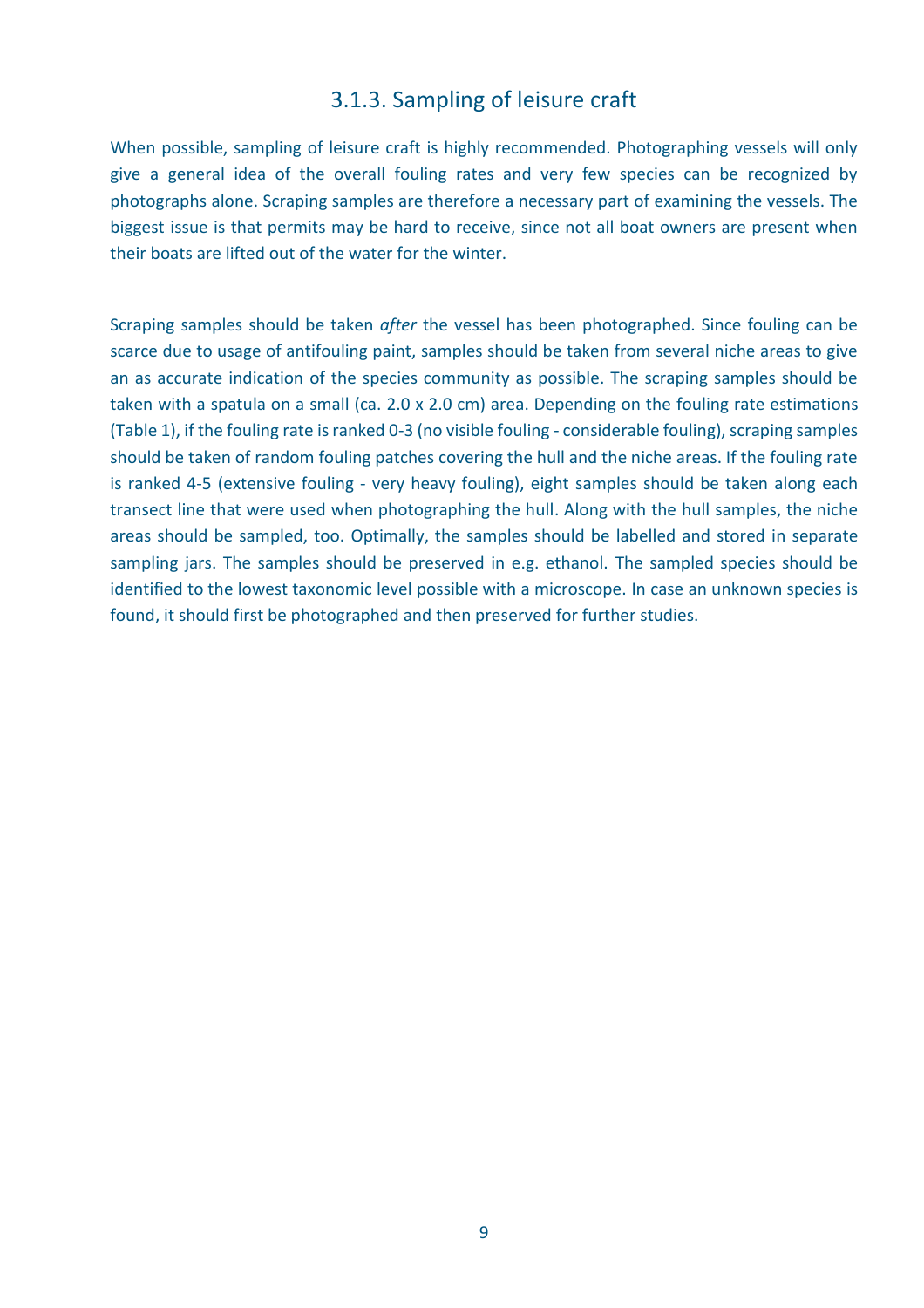### 3.1.3. Sampling of leisure craft

When possible, sampling of leisure craft is highly recommended. Photographing vessels will only give a general idea of the overall fouling rates and very few species can be recognized by photographs alone. Scraping samples are therefore a necessary part of examining the vessels. The biggest issue is that permits may be hard to receive, since not all boat owners are present when their boats are lifted out of the water for the winter.

Scraping samples should be taken *after* the vessel has been photographed. Since fouling can be scarce due to usage of antifouling paint, samples should be taken from several niche areas to give an as accurate indication of the species community as possible. The scraping samples should be taken with a spatula on a small (ca. 2.0 x 2.0 cm) area. Depending on the fouling rate estimations (Table 1), if the fouling rate is ranked 0-3 (no visible fouling - considerable fouling), scraping samples should be taken of random fouling patches covering the hull and the niche areas. If the fouling rate is ranked 4-5 (extensive fouling - very heavy fouling), eight samples should be taken along each transect line that were used when photographing the hull. Along with the hull samples, the niche areas should be sampled, too. Optimally, the samples should be labelled and stored in separate sampling jars. The samples should be preserved in e.g. ethanol. The sampled species should be identified to the lowest taxonomic level possible with a microscope. In case an unknown species is found, it should first be photographed and then preserved for further studies.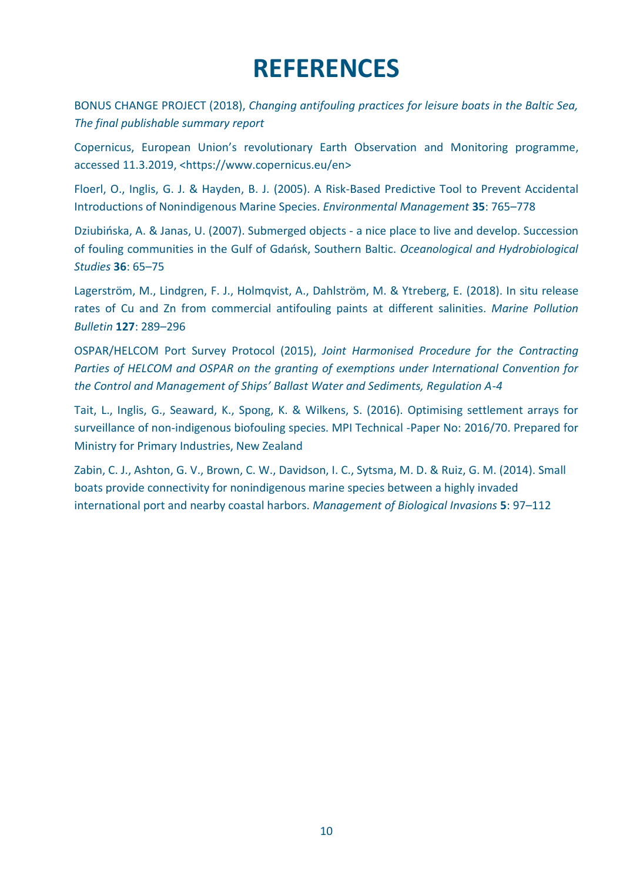# REFERENCES

BONUS CHANGE PROJECT (2018), *Changing antifouling practices for leisure boats in the Baltic Sea, The final publishable summary report*

Copernicus, European Union's revolutionary Earth Observation and Monitoring programme, accessed 11.3.2019, <https://www.copernicus.eu/en>

Floerl, O., Inglis, G. J. & Hayden, B. J. (2005). A Risk-Based Predictive Tool to Prevent Accidental Introductions of Nonindigenous Marine Species. *Environmental Management* **35**: 765–778

Dziubińska, A. & Janas, U. (2007). Submerged objects - a nice place to live and develop. Succession of fouling communities in the Gulf of Gdańsk, Southern Baltic. *Oceanological and Hydrobiological Studies* **36**: 65–75

Lagerström, M., Lindgren, F. J., Holmqvist, A., Dahlström, M. & Ytreberg, E. (2018). In situ release rates of Cu and Zn from commercial antifouling paints at different salinities. *Marine Pollution Bulletin* **127**: 289–296

OSPAR/HELCOM Port Survey Protocol (2015), *Joint Harmonised Procedure for the Contracting Parties of HELCOM and OSPAR on the granting of exemptions under International Convention for the Control and Management of Ships' Ballast Water and Sediments, Regulation A-4*

Tait, L., Inglis, G., Seaward, K., Spong, K. & Wilkens, S. (2016). Optimising settlement arrays for surveillance of non-indigenous biofouling species. MPI Technical -Paper No: 2016/70. Prepared for Ministry for Primary Industries, New Zealand

Zabin, C. J., Ashton, G. V., Brown, C. W., Davidson, I. C., Sytsma, M. D. & Ruiz, G. M. (2014). Small boats provide connectivity for nonindigenous marine species between a highly invaded international port and nearby coastal harbors. *Management of Biological Invasions* **5**: 97–112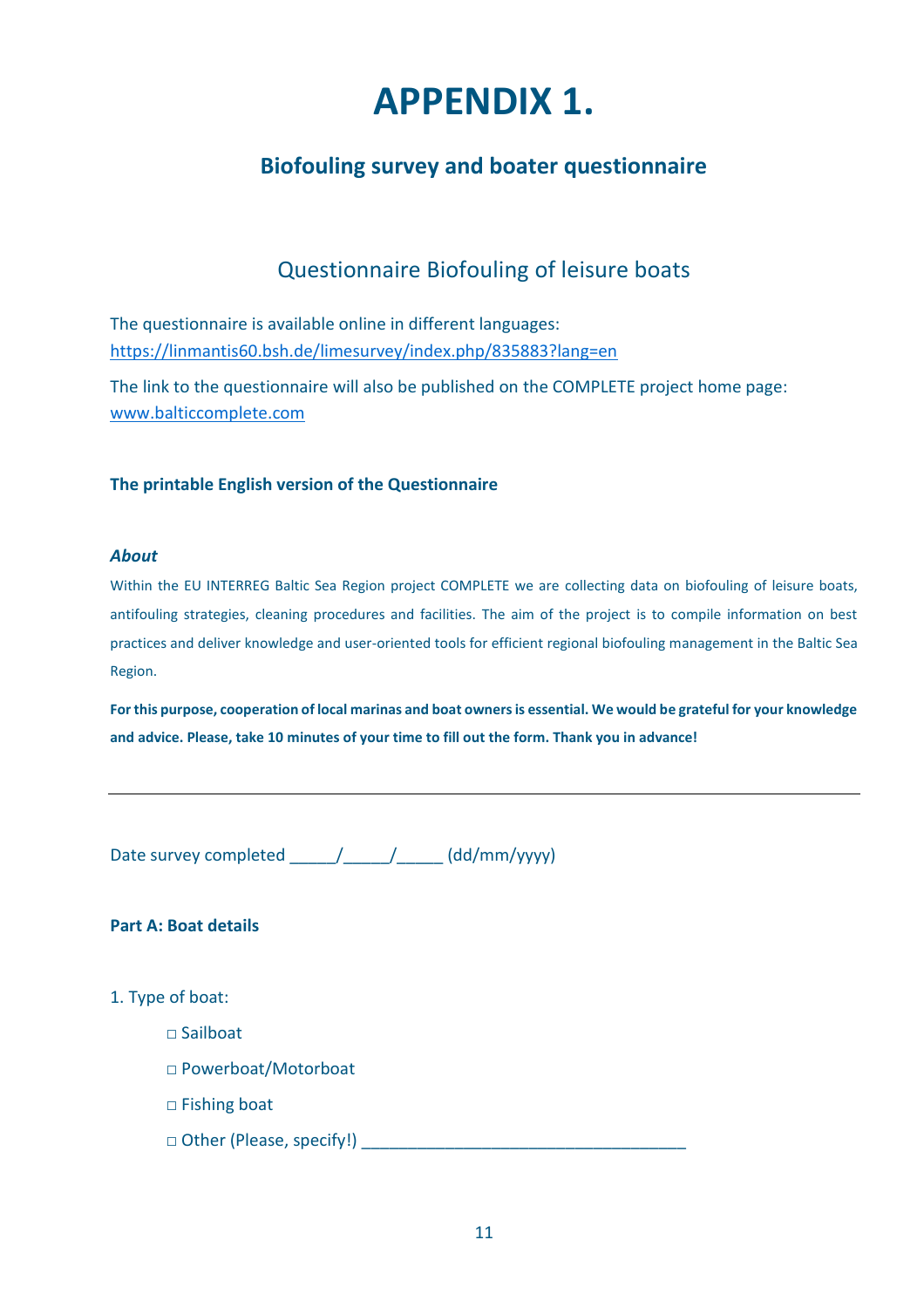# APPENDIX 1.

## Biofouling survey and boater questionnaire

### Questionnaire Biofouling of leisure boats

The questionnaire is available online in different languages:
https://linmantis60.bsh.de/limesurvey/index.php/835883?lang=en

The link to the questionnaire will also be published on the COMPLETE project home page:
www.balticcomplete.com

**The printable English version of the Questionnaire**

***About***

Within the EU INTERREG Baltic Sea Region project COMPLETE we are collecting data on biofouling of leisure boats, antifouling strategies, cleaning procedures and facilities. The aim of the project is to compile information on best practices and deliver knowledge and user-oriented tools for efficient regional biofouling management in the Baltic Sea Region.

**For this purpose, cooperation of local marinas and boat owners is essential. We would be grateful for your knowledge and advice. Please, take 10 minutes of your time to fill out the form. Thank you in advance!**

---

Date survey completed _____/_____/_____ (dd/mm/yyyy)

**Part A: Boat details**

1. Type of boat:

   □ Sailboat

   □ Powerboat/Motorboat

   □ Fishing boat

   □ Other (Please, specify!) ___________________________________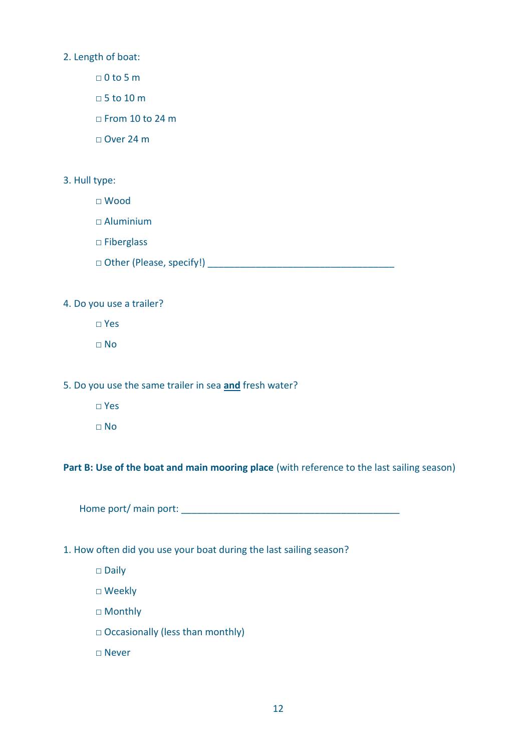2. Length of boat:

- □ 0 to 5 m
- □ 5 to 10 m
- □ From 10 to 24 m
- □ Over 24 m

3. Hull type:

- □ Wood
- □ Aluminium
- □ Fiberglass
- □ Other (Please, specify!) ____________________________________

4. Do you use a trailer?

- □ Yes
- □ No

5. Do you use the same trailer in sea **and** fresh water?

- □ Yes
- □ No

**Part B: Use of the boat and main mooring place** (with reference to the last sailing season)

Home port/ main port: __________________________________________

1. How often did you use your boat during the last sailing season?

- □ Daily
- □ Weekly
- □ Monthly
- □ Occasionally (less than monthly)
- □ Never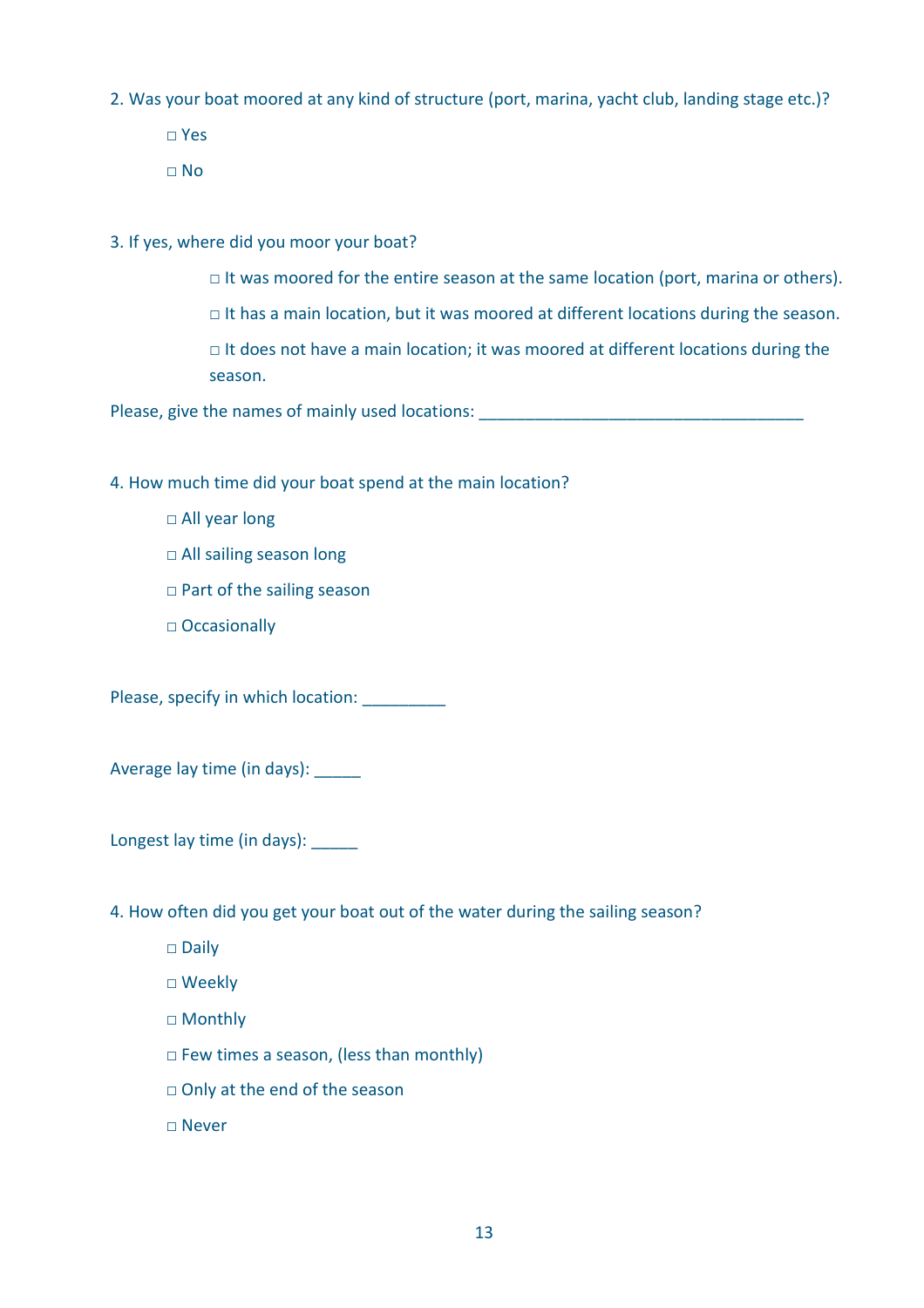2. Was your boat moored at any kind of structure (port, marina, yacht club, landing stage etc.)?

- □ Yes
- □ No

3. If yes, where did you moor your boat?

- □ It was moored for the entire season at the same location (port, marina or others).
- □ It has a main location, but it was moored at different locations during the season.
- □ It does not have a main location; it was moored at different locations during the season.

Please, give the names of mainly used locations: ____________________________________

4. How much time did your boat spend at the main location?

- □ All year long
- □ All sailing season long
- □ Part of the sailing season
- □ Occasionally

Please, specify in which location: _________

Average lay time (in days): _____

Longest lay time (in days): _____

4. How often did you get your boat out of the water during the sailing season?

- □ Daily
- □ Weekly
- □ Monthly
- □ Few times a season, (less than monthly)
- □ Only at the end of the season
- □ Never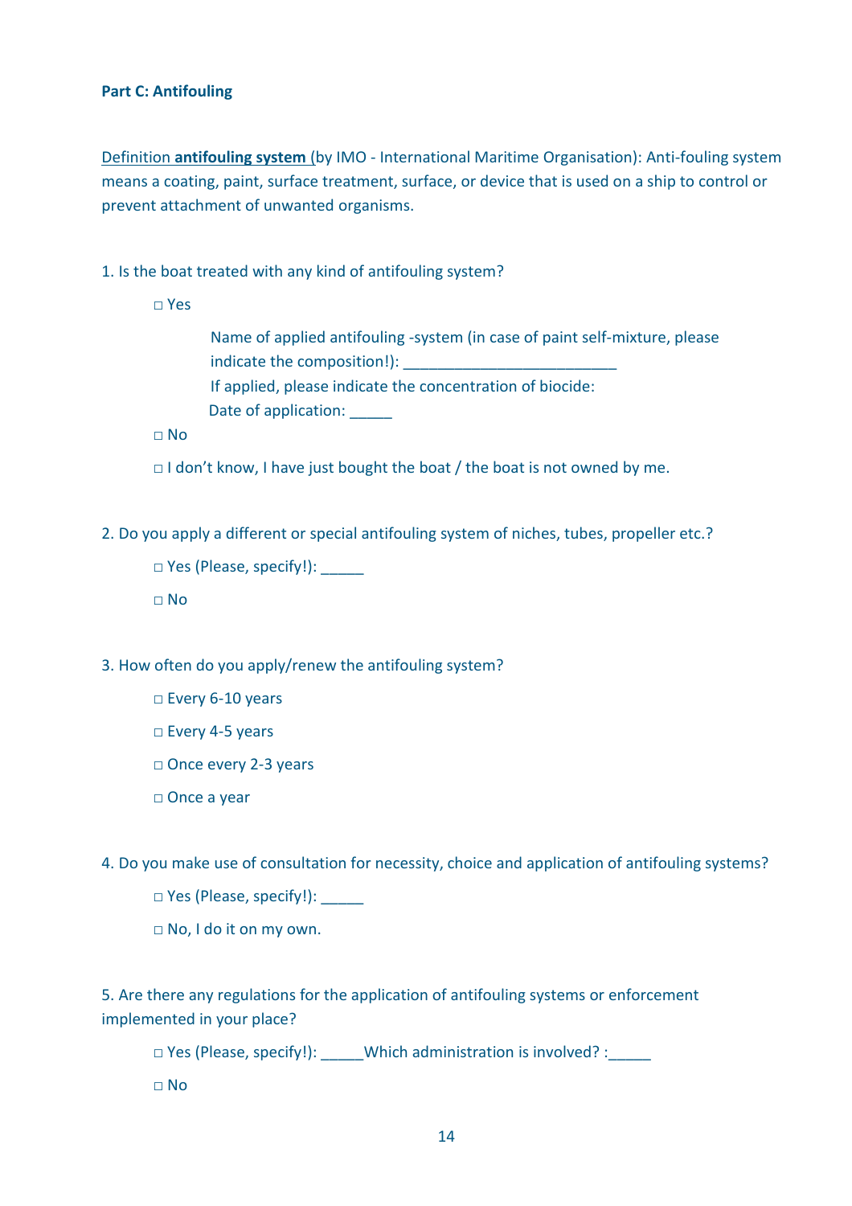**Part C: Antifouling**

Definition **antifouling system** (by IMO - International Maritime Organisation): Anti-fouling system means a coating, paint, surface treatment, surface, or device that is used on a ship to control or prevent attachment of unwanted organisms.

1. Is the boat treated with any kind of antifouling system?

   □ Yes

      Name of applied antifouling -system (in case of paint self-mixture, please indicate the composition!): ___________________________

      If applied, please indicate the concentration of biocide:

      Date of application: _____

   □ No

   □ I don't know, I have just bought the boat / the boat is not owned by me.

2. Do you apply a different or special antifouling system of niches, tubes, propeller etc.?

   □ Yes (Please, specify!): _____

   □ No

3. How often do you apply/renew the antifouling system?

   □ Every 6-10 years

   □ Every 4-5 years

   □ Once every 2-3 years

   □ Once a year

4. Do you make use of consultation for necessity, choice and application of antifouling systems?

   □ Yes (Please, specify!): _____

   □ No, I do it on my own.

5. Are there any regulations for the application of antifouling systems or enforcement implemented in your place?

   □ Yes (Please, specify!): _____Which administration is involved? :_____

   □ No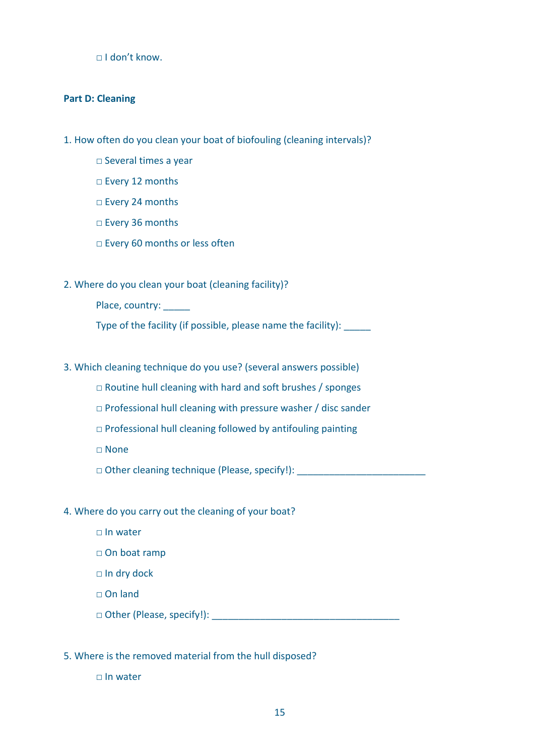□ I don't know.

**Part D: Cleaning**

1. How often do you clean your boat of biofouling (cleaning intervals)?

    □ Several times a year

    □ Every 12 months

    □ Every 24 months

    □ Every 36 months

    □ Every 60 months or less often

2. Where do you clean your boat (cleaning facility)?

    Place, country: _____

    Type of the facility (if possible, please name the facility): _____

3. Which cleaning technique do you use? (several answers possible)

    □ Routine hull cleaning with hard and soft brushes / sponges

    □ Professional hull cleaning with pressure washer / disc sander

    □ Professional hull cleaning followed by antifouling painting

    □ None

    □ Other cleaning technique (Please, specify!): ________________________

4. Where do you carry out the cleaning of your boat?

    □ In water

    □ On boat ramp

    □ In dry dock

    □ On land

    □ Other (Please, specify!): ___________________________________

5. Where is the removed material from the hull disposed?

    □ In water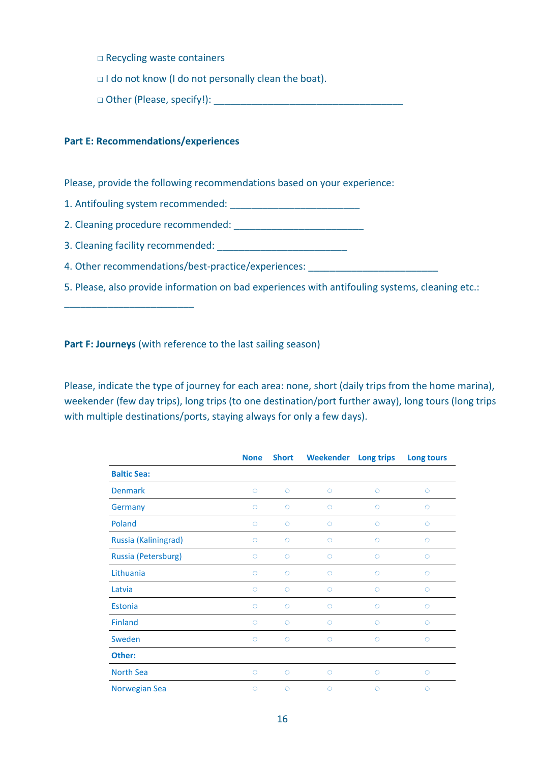□ Recycling waste containers

□ I do not know (I do not personally clean the boat).

□ Other (Please, specify!): ____________________________________

**Part E: Recommendations/experiences**

Please, provide the following recommendations based on your experience:

1. Antifouling system recommended: ________________________
2. Cleaning procedure recommended: ________________________
3. Cleaning facility recommended: ________________________
4. Other recommendations/best-practice/experiences: ________________________
5. Please, also provide information on bad experiences with antifouling systems, cleaning etc.: ________________________

**Part F: Journeys** (with reference to the last sailing season)

Please, indicate the type of journey for each area: none, short (daily trips from the home marina), weekender (few day trips), long trips (to one destination/port further away), long tours (long trips with multiple destinations/ports, staying always for only a few days).

| | None | Short | Weekender | Long trips | Long tours |
|---|---|---|---|---|---|
| **Baltic Sea:** | | | | | |
| Denmark | ○ | ○ | ○ | ○ | ○ |
| Germany | ○ | ○ | ○ | ○ | ○ |
| Poland | ○ | ○ | ○ | ○ | ○ |
| Russia (Kaliningrad) | ○ | ○ | ○ | ○ | ○ |
| Russia (Petersburg) | ○ | ○ | ○ | ○ | ○ |
| Lithuania | ○ | ○ | ○ | ○ | ○ |
| Latvia | ○ | ○ | ○ | ○ | ○ |
| Estonia | ○ | ○ | ○ | ○ | ○ |
| Finland | ○ | ○ | ○ | ○ | ○ |
| Sweden | ○ | ○ | ○ | ○ | ○ |
| **Other:** | | | | | |
| North Sea | ○ | ○ | ○ | ○ | ○ |
| Norwegian Sea | ○ | ○ | ○ | ○ | ○ |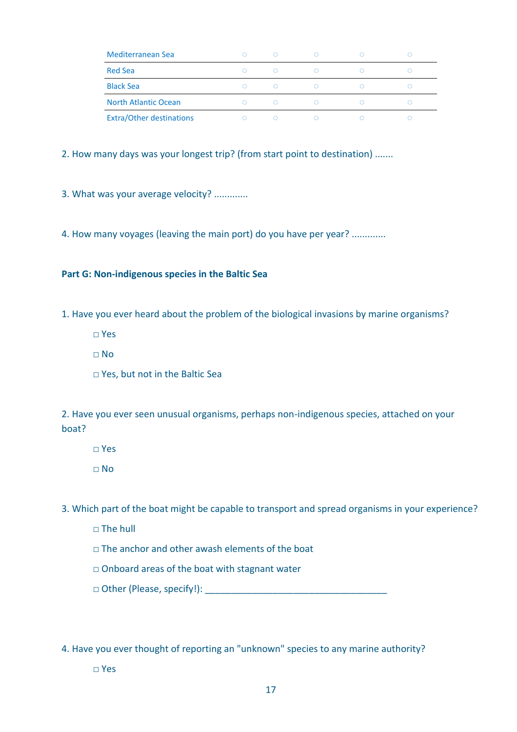| | | | | | |
|---|---|---|---|---|---|
| Mediterranean Sea | ○ | ○ | ○ | ○ | ○ |
| Red Sea | ○ | ○ | ○ | ○ | ○ |
| Black Sea | ○ | ○ | ○ | ○ | ○ |
| North Atlantic Ocean | ○ | ○ | ○ | ○ | ○ |
| Extra/Other destinations | ○ | ○ | ○ | ○ | ○ |

2. How many days was your longest trip? (from start point to destination) .......

3. What was your average velocity? .............

4. How many voyages (leaving the main port) do you have per year? .............

**Part G: Non-indigenous species in the Baltic Sea**

1. Have you ever heard about the problem of the biological invasions by marine organisms?

   □ Yes

   □ No

   □ Yes, but not in the Baltic Sea

2. Have you ever seen unusual organisms, perhaps non-indigenous species, attached on your boat?

   □ Yes

   □ No

3. Which part of the boat might be capable to transport and spread organisms in your experience?

   □ The hull

   □ The anchor and other awash elements of the boat

   □ Onboard areas of the boat with stagnant water

   □ Other (Please, specify!): ___________________________________

4. Have you ever thought of reporting an "unknown" species to any marine authority?

   □ Yes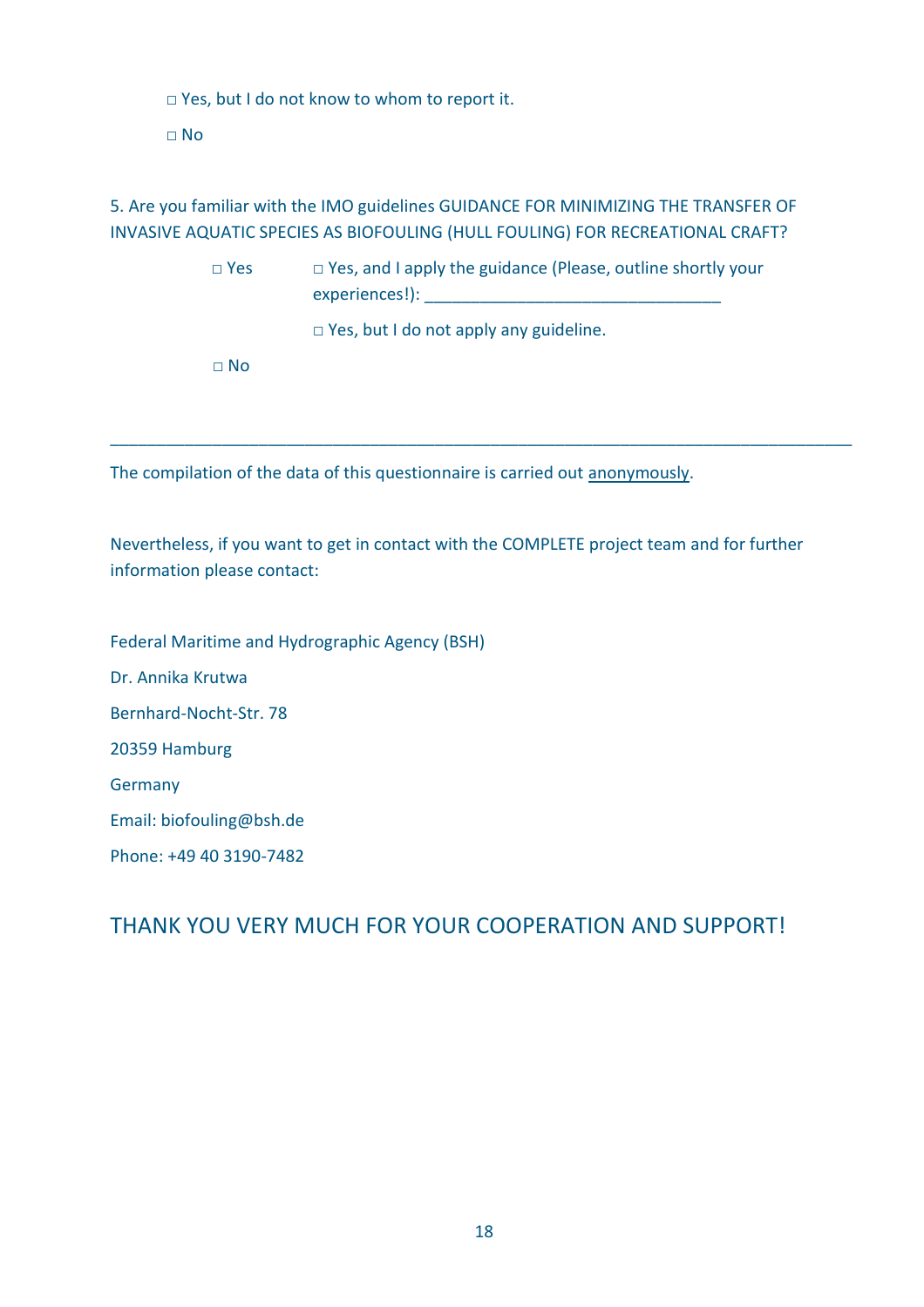□ Yes, but I do not know to whom to report it.

□ No

5. Are you familiar with the IMO guidelines GUIDANCE FOR MINIMIZING THE TRANSFER OF INVASIVE AQUATIC SPECIES AS BIOFOULING (HULL FOULING) FOR RECREATIONAL CRAFT?

□ Yes

□ Yes, and I apply the guidance (Please, outline shortly your experiences!): ________________________________

□ Yes, but I do not apply any guideline.

□ No

---

The compilation of the data of this questionnaire is carried out anonymously.

Nevertheless, if you want to get in contact with the COMPLETE project team and for further information please contact:

Federal Maritime and Hydrographic Agency (BSH)

Dr. Annika Krutwa

Bernhard-Nocht-Str. 78

20359 Hamburg

Germany

Email: biofouling@bsh.de

Phone: +49 40 3190-7482

## THANK YOU VERY MUCH FOR YOUR COOPERATION AND SUPPORT!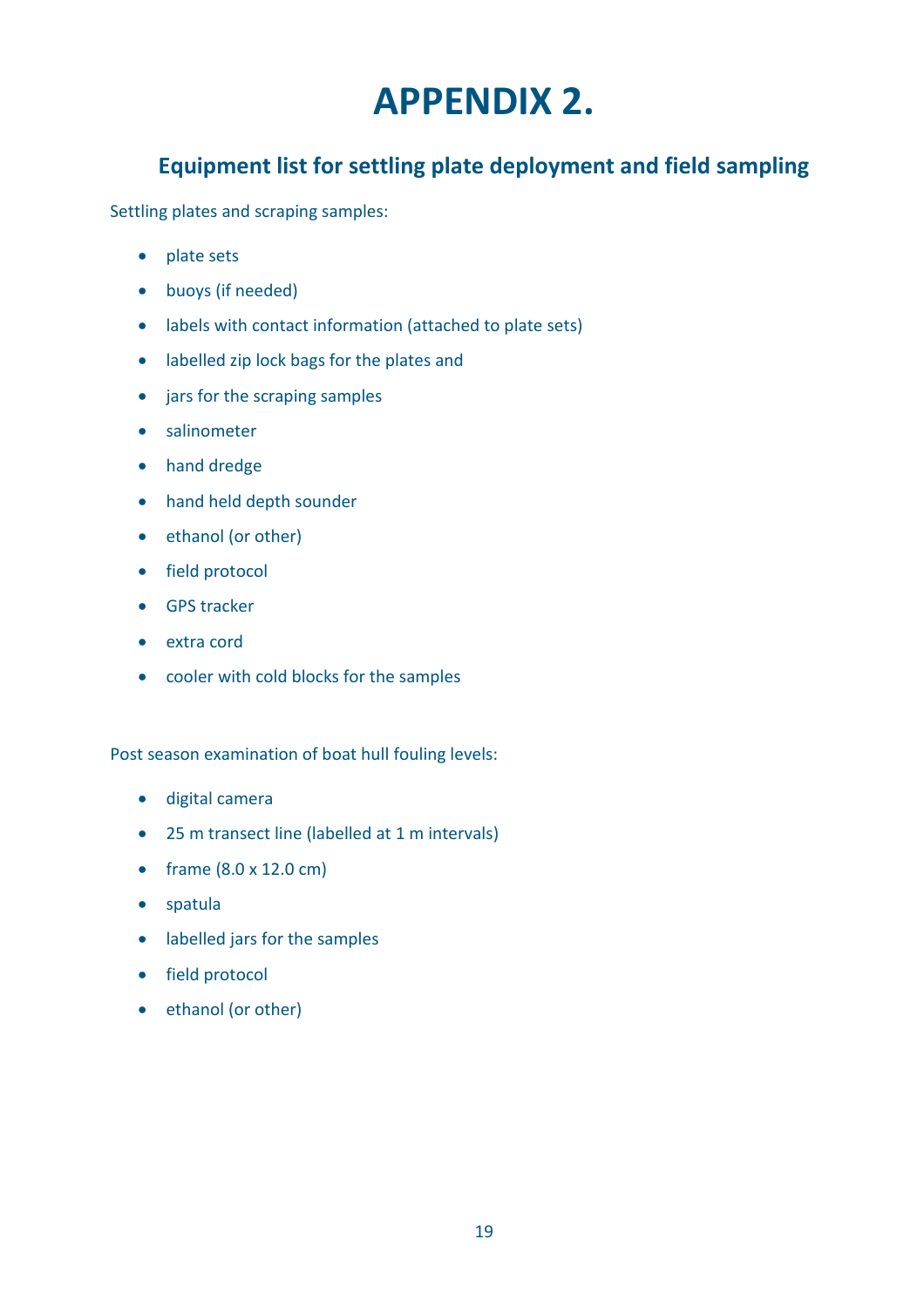# APPENDIX 2.

## Equipment list for settling plate deployment and field sampling

Settling plates and scraping samples:

- plate sets
- buoys (if needed)
- labels with contact information (attached to plate sets)
- labelled zip lock bags for the plates and
- jars for the scraping samples
- salinometer
- hand dredge
- hand held depth sounder
- ethanol (or other)
- field protocol
- GPS tracker
- extra cord
- cooler with cold blocks for the samples

Post season examination of boat hull fouling levels:

- digital camera
- 25 m transect line (labelled at 1 m intervals)
- frame (8.0 x 12.0 cm)
- spatula
- labelled jars for the samples
- field protocol
- ethanol (or other)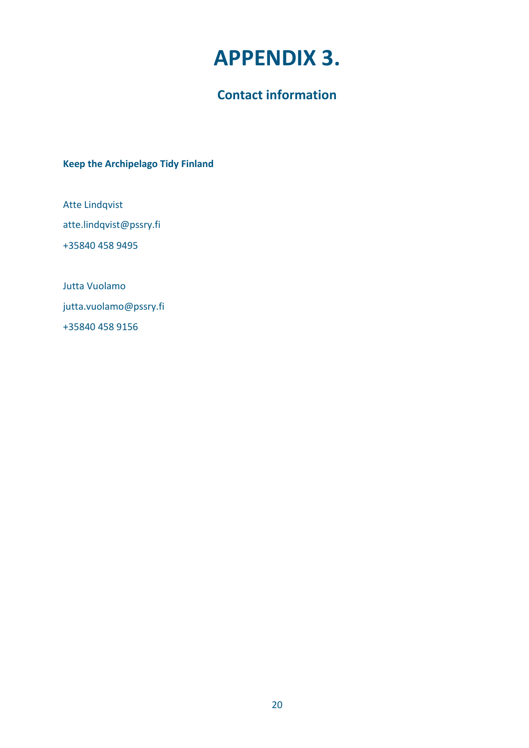# APPENDIX 3.

## Contact information

**Keep the Archipelago Tidy Finland**

Atte Lindqvist

atte.lindqvist@pssry.fi

+35840 458 9495

Jutta Vuolamo

jutta.vuolamo@pssry.fi

+35840 458 9156